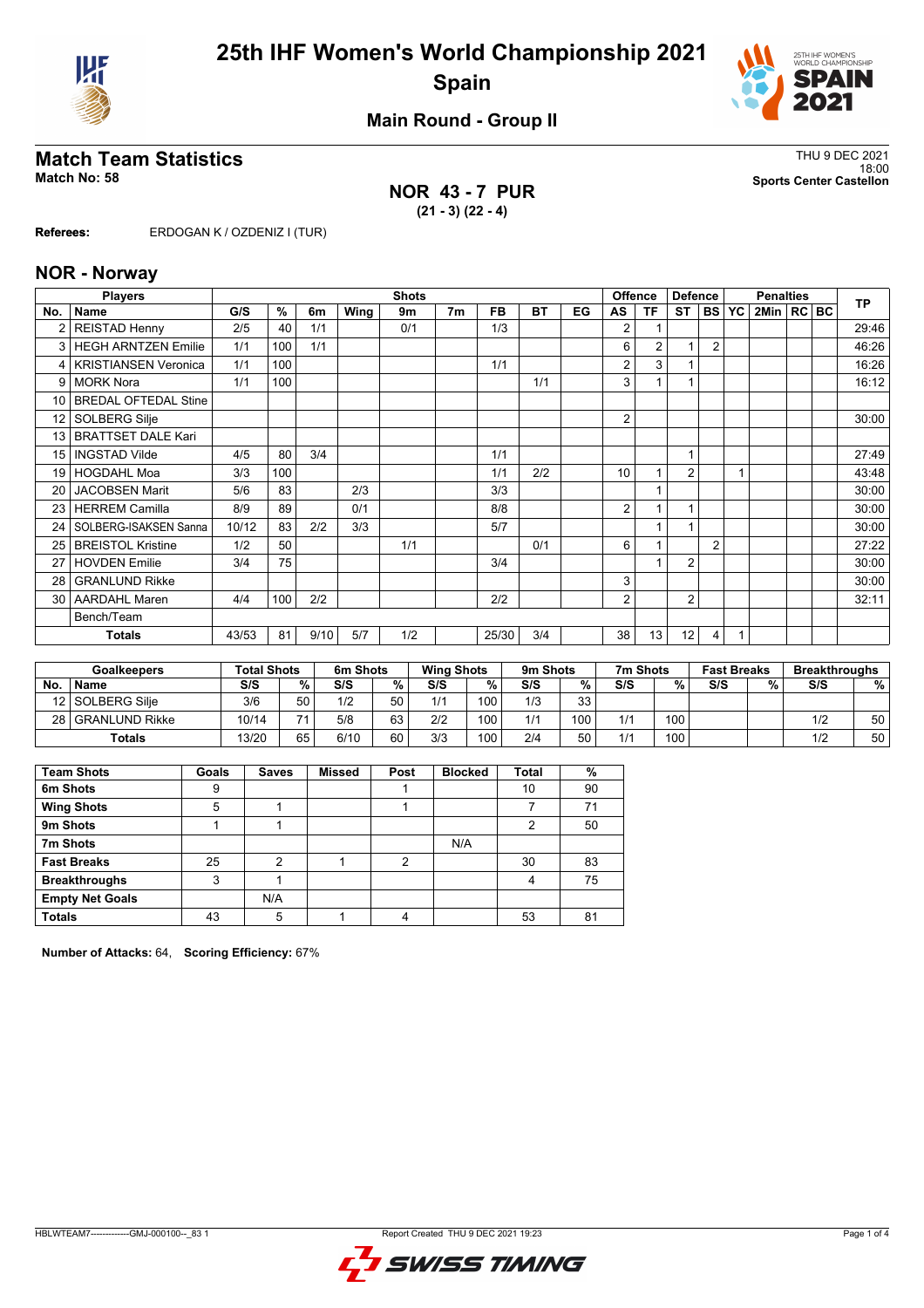# 25th IHF Women's World Championship 2021

## Spain

### Main Round - Group II

## Match Team Statistics

**Match No: 58**

THU 9 DEC 2021
18:00
**Sports Center Castellon**

**NOR 43 - 7 PUR**
**(21 - 3) (22 - 4)**

**Referees:** ERDOGAN K / OZDENIZ I (TUR)

## NOR - Norway

| No. | Name | G/S | % | 6m | Wing | 9m | 7m | FB | BT | EG | AS | TF | ST | BS | YC | 2Min | RC | BC | TP |
|---|---|---|---|---|---|---|---|---|---|---|---|---|---|---|---|---|---|---|---|
| 2 | REISTAD Henny | 2/5 | 40 | 1/1 | | 0/1 | | 1/3 | | | 2 | 1 | | | | | | | 29:46 |
| 3 | HEGH ARNTZEN Emilie | 1/1 | 100 | 1/1 | | | | | | | 6 | 2 | 1 | 2 | | | | | 46:26 |
| 4 | KRISTIANSEN Veronica | 1/1 | 100 | | | | | 1/1 | | | 2 | 3 | 1 | | | | | | 16:26 |
| 9 | MORK Nora | 1/1 | 100 | | | | | | 1/1 | | 3 | 1 | 1 | | | | | | 16:12 |
| 10 | BREDAL OFTEDAL Stine | | | | | | | | | | | | | | | | | | |
| 12 | SOLBERG Silje | | | | | | | | | | 2 | | | | | | | | 30:00 |
| 13 | BRATTSET DALE Kari | | | | | | | | | | | | | | | | | | |
| 15 | INGSTAD Vilde | 4/5 | 80 | 3/4 | | | | 1/1 | | | | | 1 | | | | | | 27:49 |
| 19 | HOGDAHL Moa | 3/3 | 100 | | | | | 1/1 | 2/2 | | 10 | 1 | 2 | | 1 | | | | 43:48 |
| 20 | JACOBSEN Marit | 5/6 | 83 | | 2/3 | | | 3/3 | | | | 1 | | | | | | | 30:00 |
| 23 | HERREM Camilla | 8/9 | 89 | | 0/1 | | | 8/8 | | | 2 | 1 | 1 | | | | | | 30:00 |
| 24 | SOLBERG-ISAKSEN Sanna | 10/12 | 83 | 2/2 | 3/3 | | | 5/7 | | | | 1 | 1 | | | | | | 30:00 |
| 25 | BREISTOL Kristine | 1/2 | 50 | | | 1/1 | | | 0/1 | | 6 | 1 | | 2 | | | | | 27:22 |
| 27 | HOVDEN Emilie | 3/4 | 75 | | | | | 3/4 | | | | 1 | 2 | | | | | | 30:00 |
| 28 | GRANLUND Rikke | | | | | | | | | | 3 | | | | | | | | 30:00 |
| 30 | AARDAHL Maren | 4/4 | 100 | 2/2 | | | | 2/2 | | | 2 | | 2 | | | | | | 32:11 |
| | Bench/Team | | | | | | | | | | | | | | | | | | |
| | **Totals** | 43/53 | 81 | 9/10 | 5/7 | 1/2 | | 25/30 | 3/4 | | 38 | 13 | 12 | 4 | 1 | | | | |

| No. | Goalkeepers | Total Shots S/S | % | 6m Shots S/S | % | Wing Shots S/S | % | 9m Shots S/S | % | 7m Shots S/S | % | Fast Breaks S/S | % | Breakthroughs S/S | % |
|---|---|---|---|---|---|---|---|---|---|---|---|---|---|---|---|
| 12 | SOLBERG Silje | 3/6 | 50 | 1/2 | 50 | 1/1 | 100 | 1/3 | 33 | | | | | | |
| 28 | GRANLUND Rikke | 10/14 | 71 | 5/8 | 63 | 2/2 | 100 | 1/1 | 100 | 1/1 | 100 | | | 1/2 | 50 |
| | **Totals** | 13/20 | 65 | 6/10 | 60 | 3/3 | 100 | 2/4 | 50 | 1/1 | 100 | | | 1/2 | 50 |

| Team Shots | Goals | Saves | Missed | Post | Blocked | Total | % |
|---|---|---|---|---|---|---|---|
| **6m Shots** | 9 | | | 1 | | 10 | 90 |
| **Wing Shots** | 5 | 1 | | 1 | | 7 | 71 |
| **9m Shots** | 1 | 1 | | | | 2 | 50 |
| **7m Shots** | | | | | N/A | | |
| **Fast Breaks** | 25 | 2 | 1 | 2 | | 30 | 83 |
| **Breakthroughs** | 3 | 1 | | | | 4 | 75 |
| **Empty Net Goals** | | N/A | | | | | |
| **Totals** | 43 | 5 | 1 | 4 | | 53 | 81 |

**Number of Attacks:** 64, **Scoring Efficiency:** 67%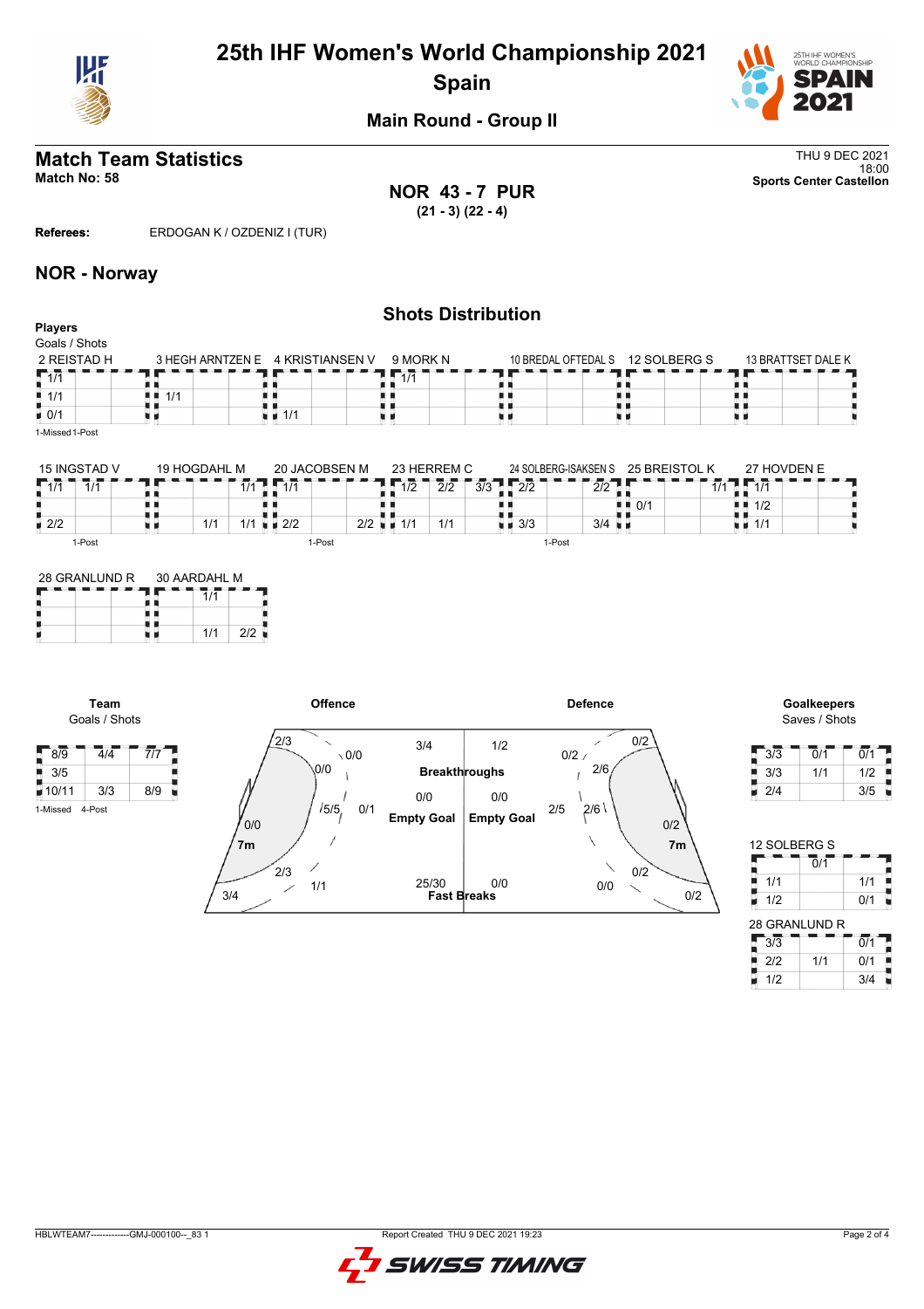# 25th IHF Women's World Championship 2021

## Spain

### Main Round - Group II

## Match Team Statistics

**Match No: 58**

THU 9 DEC 2021
18:00
**Sports Center Castellon**

**NOR 43 - 7 PUR**
**(21 - 3) (22 - 4)**

**Referees:** ERDOGAN K / OZDENIZ I (TUR)

## NOR - Norway

### Shots Distribution

**Players**
Goals / Shots

**2 REISTAD H**

| | | |
|---|---|---|
| 1/1 | | |
| 1/1 | | |
| 0/1 | | |

1-Missed 1-Post

**3 HEGH ARNTZEN E**

| | | |
|---|---|---|
| | | |
| 1/1 | | |
| | | |

**4 KRISTIANSEN V**

| | | |
|---|---|---|
| | | |
| | | |
| 1/1 | | |

**9 MORK N**

| | | |
|---|---|---|
| 1/1 | | |
| | | |
| | | |

**10 BREDAL OFTEDAL S**

| | | |
|---|---|---|
| | | |
| | | |
| | | |

**12 SOLBERG S**

| | | |
|---|---|---|
| | | |
| | | |
| | | |

**13 BRATTSET DALE K**

| | | |
|---|---|---|
| | | |
| | | |
| | | |

**15 INGSTAD V**

| | | |
|---|---|---|
| 1/1 | 1/1 | |
| | | |
| 2/2 | | |

1-Post

**19 HOGDAHL M**

| | | |
|---|---|---|
| | | 1/1 |
| | | |
| | 1/1 | 1/1 |

**20 JACOBSEN M**

| | | |
|---|---|---|
| 1/1 | | |
| | | |
| 2/2 | | 2/2 |

1-Post

**23 HERREM C**

| | | |
|---|---|---|
| 1/2 | 2/2 | 3/3 |
| | | |
| 1/1 | 1/1 | |

**24 SOLBERG-ISAKSEN S**

| | | |
|---|---|---|
| 2/2 | | 2/2 |
| | | |
| 3/3 | | 3/4 |

1-Post

**25 BREISTOL K**

| | | |
|---|---|---|
| | | 1/1 |
| 0/1 | | |
| | | |

**27 HOVDEN E**

| | | |
|---|---|---|
| 1/1 | | |
| 1/2 | | |
| 1/1 | | |

**28 GRANLUND R**

| | | |
|---|---|---|
| | | |
| | | |
| | | |

**30 AARDAHL M**

| | | |
|---|---|---|
| | 1/1 | |
| | | |
| | 1/1 | 2/2 |

**Team**
Goals / Shots

| | | |
|---|---|---|
| 8/9 | 4/4 | 7/7 |
| 3/5 | | |
| 10/11 | 3/3 | 8/9 |

1-Missed 4-Post

| | Offence | Defence |
|---|---|---|
| Breakthroughs | 3/4 | 1/2 |
| Empty Goal | 0/0 | 0/0 |
| Fast Breaks | 25/30 | 0/0 |

Offence (court zones): 2/3, 0/0, 0/0, 5/5, 0/1, 0/0, 7m, 2/3, 1/1, 3/4

Defence (court zones): 0/2, 0/2, 2/6, 2/5, 2/6, 0/2, 7m, 0/2, 0/0, 0/2

**Goalkeepers**
Saves / Shots

| | | |
|---|---|---|
| 3/3 | 0/1 | 0/1 |
| 3/3 | 1/1 | 1/2 |
| 2/4 | | 3/5 |

**12 SOLBERG S**

| | | |
|---|---|---|
| | 0/1 | |
| 1/1 | | 1/1 |
| 1/2 | | 0/1 |

**28 GRANLUND R**

| | | |
|---|---|---|
| 3/3 | | 0/1 |
| 2/2 | 1/1 | 0/1 |
| 1/2 | | 3/4 |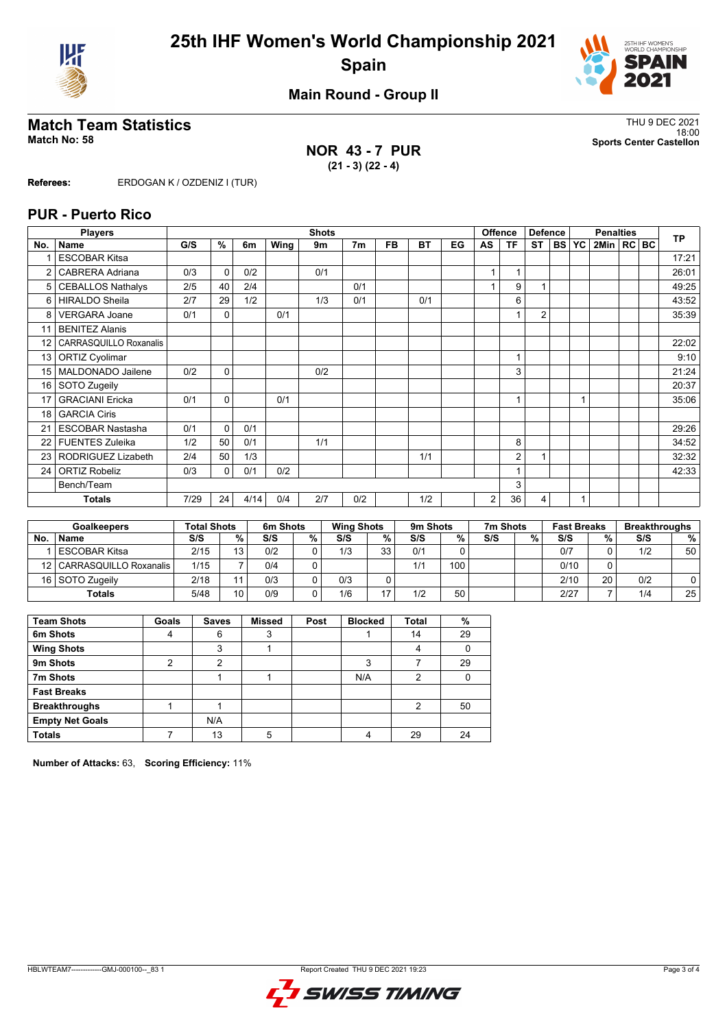# 25th IHF Women's World Championship 2021
## Spain

### Main Round - Group II

## Match Team Statistics

**Match No: 58**

THU 9 DEC 2021
18:00
**Sports Center Castellon**

**NOR 43 - 7 PUR**
**(21 - 3) (22 - 4)**

**Referees:** ERDOGAN K / OZDENIZ I (TUR)

## PUR - Puerto Rico

| Players | | Shots | | | | | | | | | Offence | | Defence | | Penalties | | | | | TP |
|---|---|---|---|---|---|---|---|---|---|---|---|---|---|---|---|---|---|---|---|---|
| No. | Name | G/S | % | 6m | Wing | 9m | 7m | FB | BT | EG | AS | TF | ST | BS | YC | 2Min | RC | BC | TP |
| 1 | ESCOBAR Kitsa | | | | | | | | | | | | | | | | | | 17:21 |
| 2 | CABRERA Adriana | 0/3 | 0 | 0/2 | | 0/1 | | | | | 1 | 1 | | | | | | | 26:01 |
| 5 | CEBALLOS Nathalys | 2/5 | 40 | 2/4 | | | 0/1 | | | | 1 | 9 | 1 | | | | | | 49:25 |
| 6 | HIRALDO Sheila | 2/7 | 29 | 1/2 | | 1/3 | 0/1 | | 0/1 | | | 6 | | | | | | | 43:52 |
| 8 | VERGARA Joane | 0/1 | 0 | | 0/1 | | | | | | | 1 | 2 | | | | | | 35:39 |
| 11 | BENITEZ Alanis | | | | | | | | | | | | | | | | | | |
| 12 | CARRASQUILLO Roxanalis | | | | | | | | | | | | | | | | | | 22:02 |
| 13 | ORTIZ Cyolimar | | | | | | | | | | | 1 | | | | | | | 9:10 |
| 15 | MALDONADO Jailene | 0/2 | 0 | | | 0/2 | | | | | | 3 | | | | | | | 21:24 |
| 16 | SOTO Zugeily | | | | | | | | | | | | | | | | | | 20:37 |
| 17 | GRACIANI Ericka | 0/1 | 0 | | 0/1 | | | | | | | 1 | | | 1 | | | | 35:06 |
| 18 | GARCIA Ciris | | | | | | | | | | | | | | | | | | |
| 21 | ESCOBAR Nastasha | 0/1 | 0 | 0/1 | | | | | | | | | | | | | | | 29:26 |
| 22 | FUENTES Zuleika | 1/2 | 50 | 0/1 | | 1/1 | | | | | | 8 | | | | | | | 34:52 |
| 23 | RODRIGUEZ Lizabeth | 2/4 | 50 | 1/3 | | | | | 1/1 | | | 2 | 1 | | | | | | 32:32 |
| 24 | ORTIZ Robeliz | 0/3 | 0 | 0/1 | 0/2 | | | | | | | 1 | | | | | | | 42:33 |
| | Bench/Team | | | | | | | | | | | 3 | | | | | | | |
| | **Totals** | 7/29 | 24 | 4/14 | 0/4 | 2/7 | 0/2 | | 1/2 | | 2 | 36 | 4 | | 1 | | | | |

| Goalkeepers | | Total Shots | | 6m Shots | | Wing Shots | | 9m Shots | | 7m Shots | | Fast Breaks | | Breakthroughs | |
|---|---|---|---|---|---|---|---|---|---|---|---|---|---|---|---|
| No. | Name | S/S | % | S/S | % | S/S | % | S/S | % | S/S | % | S/S | % | S/S | % |
| 1 | ESCOBAR Kitsa | 2/15 | 13 | 0/2 | 0 | 1/3 | 33 | 0/1 | 0 | | | 0/7 | 0 | 1/2 | 50 |
| 12 | CARRASQUILLO Roxanalis | 1/15 | 7 | 0/4 | 0 | | | 1/1 | 100 | | | 0/10 | 0 | | |
| 16 | SOTO Zugeily | 2/18 | 11 | 0/3 | 0 | 0/3 | 0 | | | | | 2/10 | 20 | 0/2 | 0 |
| | **Totals** | 5/48 | 10 | 0/9 | 0 | 1/6 | 17 | 1/2 | 50 | | | 2/27 | 7 | 1/4 | 25 |

| Team Shots | Goals | Saves | Missed | Post | Blocked | Total | % |
|---|---|---|---|---|---|---|---|
| **6m Shots** | 4 | 6 | 3 | | 1 | 14 | 29 |
| **Wing Shots** | | 3 | 1 | | | 4 | 0 |
| **9m Shots** | 2 | 2 | | | 3 | 7 | 29 |
| **7m Shots** | | 1 | 1 | | N/A | 2 | 0 |
| **Fast Breaks** | | | | | | | |
| **Breakthroughs** | 1 | 1 | | | | 2 | 50 |
| **Empty Net Goals** | | N/A | | | | | |
| **Totals** | 7 | 13 | 5 | | 4 | 29 | 24 |

**Number of Attacks:** 63, **Scoring Efficiency:** 11%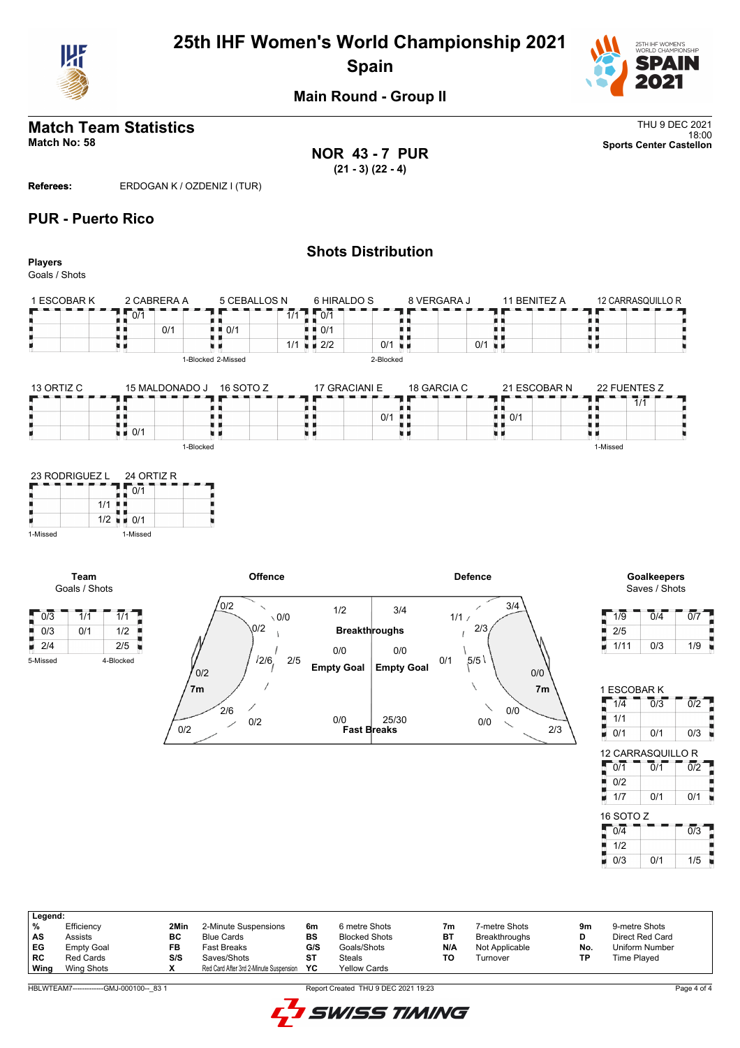# 25th IHF Women's World Championship 2021
## Spain

### Main Round - Group II

## Match Team Statistics

**Match No: 58**

THU 9 DEC 2021
18:00
**Sports Center Castellon**

**NOR 43 - 7 PUR**
**(21 - 3) (22 - 4)**

**Referees:** ERDOGAN K / OZDENIZ I (TUR)

## PUR - Puerto Rico

### Shots Distribution

**Players**
Goals / Shots

1 ESCOBAR K

2 CABRERA A
0/1
0/1
1-Blocked

5 CEBALLOS N
1/1
0/1
1/1
2-Missed

6 HIRALDO S
0/1
0/1
2/2
0/1
2-Blocked

8 VERGARA J
0/1

11 BENITEZ A

12 CARRASQUILLO R

13 ORTIZ C

15 MALDONADO J
0/1
1-Blocked

16 SOTO Z

17 GRACIANI E
0/1

18 GARCIA C

21 ESCOBAR N
0/1

22 FUENTES Z
1/1
1-Missed

23 RODRIGUEZ L
1/1
1/2
1-Missed

24 ORTIZ R
0/1
0/1
1-Missed

**Team**
Goals / Shots

| | | |
|---|---|---|
| 0/3 | 1/1 | 1/1 |
| 0/3 | 0/1 | 1/2 |
| 2/4 | | 2/5 |

5-Missed 4-Blocked

**Offence**

0/2 0/0 0/2 2/6 2/5 0/2 7m 2/6 0/2 0/2

| | |
|---|---|
| 1/2 | 3/4 |
| Breakthroughs | |
| 0/0 | 0/0 |
| Empty Goal | Empty Goal |
| 0/0 | 25/30 |
| Fast Breaks | |

**Defence**

3/4 1/1 2/3 0/1 5/5 0/0 7m 0/0 0/0 2/3

**Goalkeepers**
Saves / Shots

| | | |
|---|---|---|
| 1/9 | 0/4 | 0/7 |
| 2/5 | | |
| 1/11 | 0/3 | 1/9 |

1 ESCOBAR K

| | | |
|---|---|---|
| 1/4 | 0/3 | 0/2 |
| 1/1 | | |
| 0/1 | 0/1 | 0/3 |

12 CARRASQUILLO R

| | | |
|---|---|---|
| 0/1 | 0/1 | 0/2 |
| 0/2 | | |
| 1/7 | 0/1 | 0/1 |

16 SOTO Z

| | | |
|---|---|---|
| 0/4 | | 0/3 |
| 1/2 | | |
| 0/3 | 0/1 | 1/5 |

**Legend:**

| | | | | | | | | | |
|---|---|---|---|---|---|---|---|---|---|
| % | Efficiency | 2Min | 2-Minute Suspensions | 6m | 6 metre Shots | 7m | 7-metre Shots | 9m | 9-metre Shots |
| AS | Assists | BC | Blue Cards | BS | Blocked Shots | BT | Breakthroughs | D | Direct Red Card |
| EG | Empty Goal | FB | Fast Breaks | G/S | Goals/Shots | N/A | Not Applicable | No. | Uniform Number |
| RC | Red Cards | S/S | Saves/Shots | ST | Steals | TO | Turnover | TP | Time Played |
| Wing | Wing Shots | X | Red Card After 3rd 2-Minute Suspension | YC | Yellow Cards | | | | |

HBLWTEAM7-------------GMJ-000100--_83 1 Report Created THU 9 DEC 2021 19:23